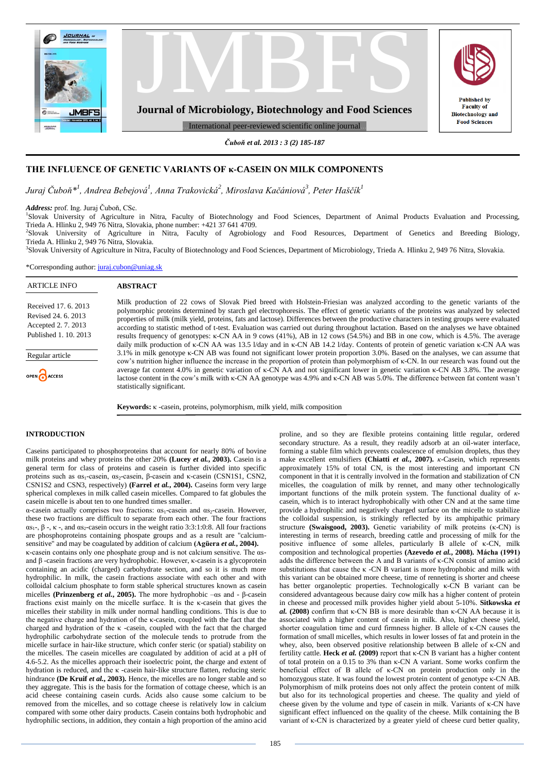# THE INFLUENCE OF GENETIC VARIANTS OF κ-CASEIN ON MILK COMPONENTS

*Juraj Čuboň*[1], Andrea Bebejová[1], Anna Trakovická[2], Miroslava Kačániová[3], Peter Haščík[1]*

***Address:*** prof. Ing. Juraj Čuboň, CSc.

[1]Slovak University of Agriculture in Nitra, Faculty of Biotechnology and Food Sciences, Department of Animal Products Evaluation and Processing, Trieda A. Hlinku 2, 949 76 Nitra, Slovakia, phone number: +421 37 641 4709.

[2]Slovak University of Agriculture in Nitra, Faculty of Agrobiology and Food Resources, Department of Genetics and Breeding Biology, Trieda A. Hlinku 2, 949 76 Nitra, Slovakia.

[3]Slovak University of Agriculture in Nitra, Faculty of Biotechnology and Food Sciences, Department of Microbiology, Trieda A. Hlinku 2, 949 76 Nitra, Slovakia.

*Corresponding author: juraj.cubon@uniag.sk

**ARTICLE INFO**

Received 17. 6. 2013
Revised 24. 6. 2013
Accepted 2. 7. 2013
Published 1. 10. 2013

Regular article

**ABSTRACT**

Milk production of 22 cows of Slovak Pied breed with Holstein-Friesian was analyzed according to the genetic variants of the polymorphic proteins determined by starch gel electrophoresis. The effect of genetic variants of the proteins was analyzed by selected properties of milk (milk yield, proteins, fats and lactose). Differences between the productive characters in testing groups were evaluated according to statistic method of t-test. Evaluation was carried out during throughout lactation. Based on the analyses we have obtained results frequency of genotypes: κ-CN AA in 9 cows (41%), AB in 12 cows (54.5%) and BB in one cow, which is 4.5%. The average daily milk production of κ-CN AA was 13.5 l/day and in κ-CN AB 14.2 l/day. Contents of protein of genetic variation κ-CN AA was 3.1% in milk genotype κ-CN AB was found not significant lower protein proportion 3.0%. Based on the analyses, we can assume that cow's nutrition higher influence the increase in the proportion of protein than polymorphism of κ-CN. In our research was found out the average fat content 4.0% in genetic variation of κ-CN AA and not significant lower in genetic variation κ-CN AB 3.8%. The average lactose content in the cow's milk with κ-CN AA genotype was 4.9% and κ-CN AB was 5.0%. The difference between fat content wasn't statistically significant.

**Keywords:** κ -casein, proteins, polymorphism, milk yield, milk composition

## INTRODUCTION

Caseins participated to phosphorproteins that account for nearly 80% of bovine milk proteins and whey proteins the other 20% **(Lucey *et al.*, 2003).** Casein is a general term for class of proteins and casein is further divided into specific proteins such as $\alpha s_1$-casein, $\alpha s_2$-casein, β-casein and κ-casein (CSN1S1, CSN2, CSN1S2 and CSN3, respectively) **(Farrel *et al.*, 2004).** Caseins form very large spherical complexes in milk called casein micelles. Compared to fat globules the casein micelle is about ten to one hundred times smaller.

α-casein actually comprises two fractions: $\alpha s_1$-casein and $\alpha s_2$-casein. However, these two fractions are difficult to separate from each other. The four fractions $\alpha s_1$-, β -, κ -, and $\alpha s_2$-casein occurs in the weight ratio 3:3:1:0:8. All four fractions are phosphoproteins containing phospate groups and as a result are "calcium-sensitive" and may be coagulated by addition of calcium **(Agüera *et al.*, 2004).**

κ-casein contains only one phosphate group and is not calcium sensitive. The αs- and β -casein fractions are very hydrophobic. However, κ-casein is a glycoprotein containing an acidic (charged) carbohydrate section, and so it is much more hydrophilic. In milk, the casein fractions associate with each other and with colloidal calcium phosphate to form stable spherical structures known as casein micelles **(Prinzenberg *et al.*, 2005).** The more hydrophobic –αs and - β-casein fractions exist mainly on the micelle surface. It is the κ-casein that gives the micelles their stability in milk under normal handling conditions. This is due to the negative charge and hydration of the κ-casein, coupled with the fact that the charged and hydration of the κ -casein, coupled with the fact that the charged hydrophilic carbohydrate section of the molecule tends to protrude from the micelle surface in hair-like structure, which confer steric (or spatial) stability on the micelles. The casein micelles are coagulated by addition of acid at a pH of 4.6-5.2. As the micelles approach their isoelectric point, the charge and extent of hydration is reduced, and the κ -casein hair-like structure flatten, reducing steric hindrance **(De Kruif *et al.*, 2003).** Hence, the micelles are no longer stable and so they aggregate. This is the basis for the formation of cottage cheese, which is an acid cheese containing casein curds. Acids also cause some calcium to be removed from the micelles, and so cottage cheese is relatively low in calcium compared with some other dairy products. Casein contains both hydrophobic and hydrophilic sections, in addition, they contain a high proportion of the amino acid proline, and so they are flexible proteins containing little regular, ordered secondary structure. As a result, they readily adsorb at an oil-water interface, forming a stable film which prevents coalescence of emulsion droplets, thus they make excellent emulsifiers **(Chiatti *et al.*, 2007).** *κ*-Casein, which represents approximately 15% of total CN, is the most interesting and important CN component in that it is centrally involved in the formation and stabilization of CN micelles, the coagulation of milk by rennet, and many other technologically important functions of the milk protein system. The functional duality of *κ*-casein, which is to interact hydrophobically with other CN and at the same time provide a hydrophilic and negatively charged surface on the micelle to stabilize the colloidal suspension, is strikingly reflected by its amphipathic primary structure **(Swaisgood, 2003).** Genetic variability of milk proteins (κ-CN) is interesting in terms of research, breeding cattle and processing of milk for the positive influence of some alleles, particularly B allele of κ-CN, milk composition and technological properties **(Azevedo *et al.*, 2008). Mácha (1991)** adds the difference between the A and B variants of κ-CN consist of amino acid substitutions that cause the κ -CN B variant is more hydrophobic and milk with this variant can be obtained more cheese, time of renneting is shorter and cheese has better organoleptic properties. Technologically κ-CN B variant can be considered advantageous because dairy cow milk has a higher content of protein in cheese and processed milk provides higher yield about 5-10%. **Sitkowska *et al.* (2008)** confirm that κ-CN BB is more desirable than κ-CN AA because it is associated with a higher content of casein in milk. Also, higher cheese yield, shorter coagulation time and curd firmness higher. B allele of κ-CN causes the formation of small micelles, which results in lower losses of fat and protein in the whey, also, been observed positive relationship between B allele of κ-CN and fertility cattle. **Heck *et al.* (2009)** report that κ-CN B variant has a higher content of total protein on a 0.15 to 3% than κ-CN A variant. Some works confirm the beneficial effect of B allele of κ-CN on protein production only in the homozygous state. It was found the lowest protein content of genotype κ-CN AB. Polymorphism of milk proteins does not only affect the protein content of milk but also for its technological properties and cheese. The quality and yield of cheese given by the volume and type of casein in milk. Variants of κ-CN have significant effect influenced on the quality of the cheese. Milk containing the B variant of κ-CN is characterized by a greater yield of cheese curd better quality,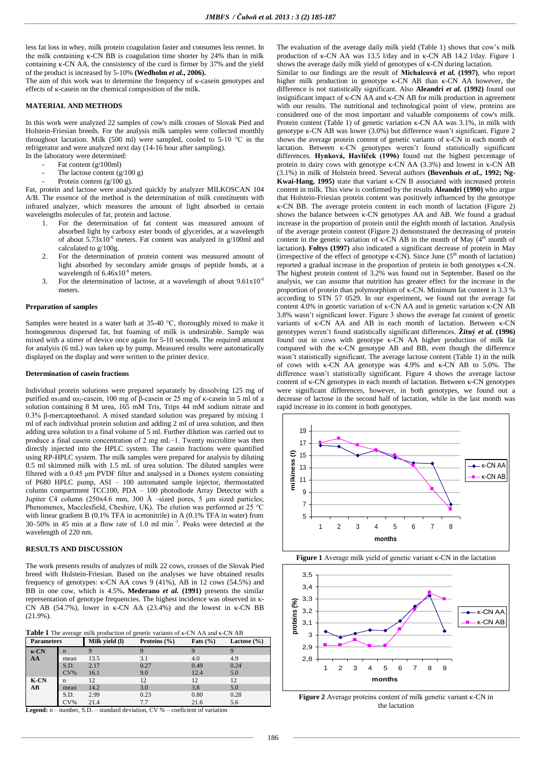less fat loss in whey, milk protein coagulation faster and consumes less rennet. In the milk containing κ-CN BB is coagulation time shorter by 24% than in milk containing κ-CN AA, the consistency of the curd is firmer by 37% and the yield of the product is increased by 5-10% **(Wedholm *et al.*, 2006).**

The aim of this work was to determine the frequency of κ-casein genotypes and effects of κ-casein on the chemical composition of the milk.

## MATERIAL AND METHODS

In this work were analyzed 22 samples of cow's milk crosses of Slovak Pied and Holstein-Friesian breeds. For the analysis milk samples were collected monthly throughout lactation. Milk (500 ml) were sampled, cooled to 5-10 °C in the refrigerator and were analyzed next day (14-16 hour after sampling).

In the laboratory were determined:

- Fat content (g/100ml)
- The lactose content (g/100 g)
- Protein content (g/100 g).

Fat, protein and lactose were analyzed quickly by analyzer MILKOSCAN 104 A/B. The essence of the method is the determination of milk constituents with infrared analyzer, which measures the amount of light absorbed in certain wavelengths molecules of fat, protein and lactose.

1. For the determination of fat content was measured amount of absorbed light by carboxy ester bonds of glycerides, at a wavelength of about $5.73 \times 10^{-6}$ meters. Fat content was analyzed in g/100ml and calculated to g/100g.
2. For the determination of protein content was measured amount of light absorbed by secondary amide groups of peptide bonds, at a wavelength of $6.46 \times 10^{-6}$ meters.
3. For the determination of lactose, at a wavelength of about $9.61 \times 10^{-6}$ meters.

### Preparation of samples

Samples were heated in a water bath at 35-40 °C, thoroughly mixed to make it homogeneous dispersed fat, but foaming of milk is undesirable. Sample was mixed with a stirrer of device once again for 5-10 seconds. The required amount for analysis (6 mL) was taken up by pump. Measured results were automatically displayed on the display and were written to the printer device.

### Determination of casein fractions

Individual protein solutions were prepared separately by dissolving 125 mg of purified $\alpha s_1$and $\alpha s_2$-casein, 100 mg of β-casein or 25 mg of κ-casein in 5 ml of a solution containing 8 M urea, 165 mM Tris, Trips 44 mM sodium nitrate and 0.3% β-mercaptoethanol. A mixed standard solution was prepared by mixing 1 ml of each individual protein solution and adding 2 ml of urea solution, and then adding urea solution to a final volume of 5 ml. Further dilution was carried out to produce a final casein concentration of 2 mg mL−1. Twenty microlitre was then directly injected into the HPLC system. The casein fractions were quantified using RP-HPLC system. The milk samples were prepared for analysis by diluting 0.5 ml skimmed milk with 1.5 mL of urea solution. The diluted samples were filtered with a 0.45 μm PVDF filter and analysed in a Dionex system consisting of P680 HPLC pump, ASI – 100 automated sample injector, thermostatted column compartment TCC100, PDA – 100 photodiode Array Detector with a Jupiter C4 column (250x4.6 mm, 300 Å –sized pores, 5 μm sized particles; Phenomenex, Macclesfield, Cheshire, UK). The elution was performed at 25 °C with linear gradient B (0.1% TFA in acetonitrile) in A (0.1% TFA in water) from 30–50% in 45 min at a flow rate of 1.0 ml $\min^{-1}$. Peaks were detected at the wavelength of 220 nm.

## RESULTS AND DISCUSSION

The work presents results of analyzes of milk 22 cows, crosses of the Slovak Pied breed with Holstein-Friesian. Based on the analyses we have obtained results frequency of genotypes: κ-CN AA cows 9 (41%), AB in 12 cows (54.5%) and BB in one cow, which is 4.5%**. Mederano *et al.* (1991)** presents the similar representation of genotype frequencies. The highest incidence was observed in κ-CN AB (54.7%), lower in κ-CN AA (23.4%) and the lowest in κ-CN BB (21.9%).

**Table 1** The average milk production of genetic variants of κ-CN AA and κ-CN AB

| Parameters | | Milk yield (l) | Proteins (%) | Fats (%) | Lactose (%) |
|---|---|---|---|---|---|
| κ-CN AA | n | 9 | 9 | 9 | 9 |
| | mean | 13.5 | 3.1 | 4.0 | 4.9 |
| | S.D. | 2.17 | 0.27 | 0.49 | 0.24 |
| | CV% | 16.1 | 9.0 | 12.4 | 5.0 |
| K-CN AB | n | 12 | 12 | 12 | 12 |
| | mean | 14.2 | 3.0 | 3.8 | 5.0 |
| | S.D. | 2.99 | 0.23 | 0.80 | 0.28 |
| | CV% | 21.4 | 7.7 | 21.6 | 5.6 |

**Legend:** n – number, S.D. – standard deviation, CV % – coeficient of variation

The evaluation of the average daily milk yield (Table 1) shows that cow's milk production of κ-CN AA was 13.5 l/day and in κ-CN AB 14.2 l/day. Figure 1 shows the average daily milk yield of genotypes of κ-CN during lactation.

Similar to our findings are the result of **Michalcová *et al.* (1997)**, who report higher milk production in genotype κ-CN AB than κ-CN AA however, the difference is not statistically significant. Also **Aleandri *et al.* (1992)** found out insignificant impact of κ-CN AA and κ-CN AB for milk production in agreement with our results. The nutritional and technological point of view, proteins are considered one of the most important and valuable components of cow's milk. Protein content (Table 1) of genetic variation κ-CN AA was 3.1%, in milk with genotype κ-CN AB was lower (3.0%) but difference wasn't significant. Figure 2 shows the average protein content of genetic variants of κ-CN in each month of lactation. Between κ-CN genotypes weren't found statistically significant differences. **Hynková, Havlíček (1996)** found out the highest percentage of protein in dairy cows with genotype κ-CN AA (3.3%) and lowest in κ-CN AB (3.1%) in milk of Holstein breed. Several authors **(Bovenhuis *et al.*, 1992; Ng-Kwai-Hang, 1995)** state that variant κ-CN B associated with increased protein content in milk. This view is confirmed by the results **Aleandri (1990)** who argue that Holstein-Friesian protein content was positively influenced by the genotype κ-CN BB. The average protein content in each month of lactation (Figure 2) shows the balance between κ-CN genotypes AA and AB. We found a gradual increase in the proportion of protein until the eighth month of lactation. Analysis of the average protein content (Figure 2) demonstrated the decreasing of protein content in the genetic variation of κ-CN AB in the month of May (4th month of lactation**). Foltys (1997)** also indicated a significant decrease of protein in May (irrespective of the effect of genotype κ-CN). Since June (5th month of lactation) reported a gradual increase in the proportion of protein in both genotypes κ-CN. The highest protein content of 3.2% was found out in September. Based on the analysis, we can assume that nutrition has greater effect for the increase in the proportion of protein than polymorphism of κ-CN. Minimum fat content is 3.3 % according to STN 57 0529. In our experiment, we found out the average fat content 4.0% in genetic variation of κ-CN AA and in genetic variation κ-CN AB 3.8% wasn't significant lower. Figure 3 shows the average fat content of genetic variants of κ-CN AA and AB in each month of lactation. Between κ-CN genotypes weren't found statistically significant differences. **Žitný *et al.* (1996)** found out in cows with genotype κ-CN AA higher production of milk fat compared with the κ-CN genotype AB and BB, even though the difference wasn't statistically significant. The average lactose content (Table 1) in the milk of cows with κ-CN AA genotype was 4.9% and κ-CN AB to 5.0%. The difference wasn't statistically significant. Figure 4 shows the average lactose content of κ-CN genotypes in each month of lactation. Between κ-CN genotypes were significant differences, however, in both genotypes, we found out a decrease of lactose in the second half of lactation, while in the last month was rapid increase in its content in both genotypes.

**Figure 1** Average milk yield of genetic variant κ-CN in the lactation

**Figure 2** Average proteins content of milk genetic variant κ-CN in the lactation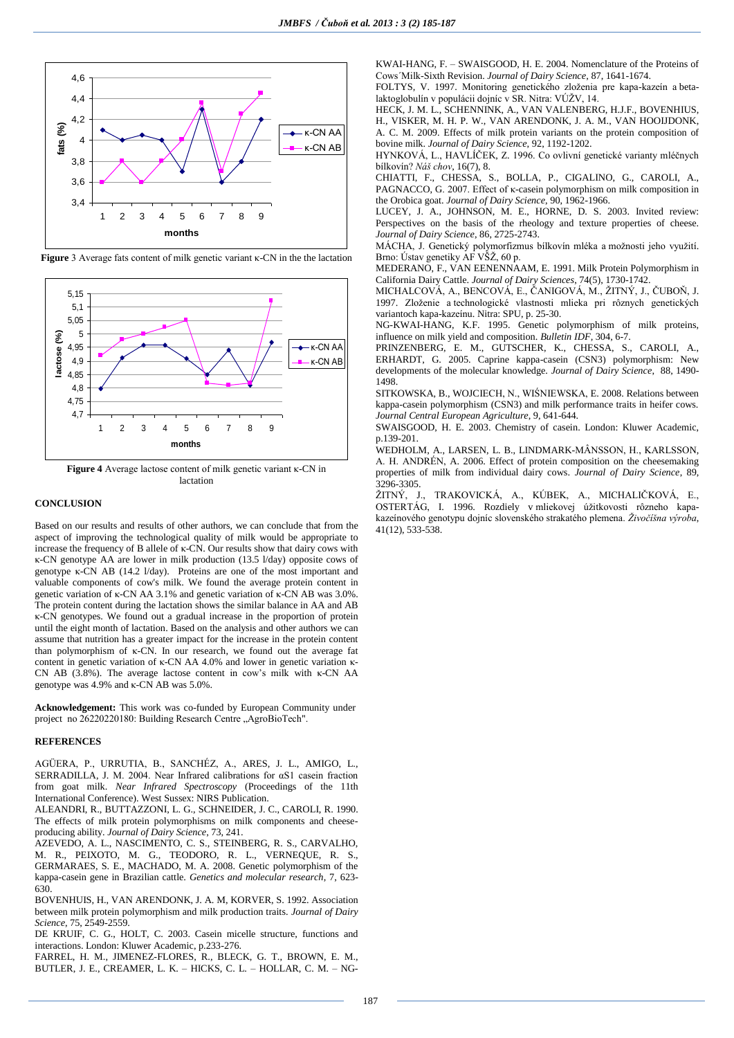4,6
4,4
4,2
4
3,8
3,6
3,4
fats (%)
1 2 3 4 5 6 7 8 9
months
κ-CN AA
κ-CN AB

**Figure** 3 Average fats content of milk genetic variant κ-CN in the the lactation

5,15
5,1
5,05
5
4,95
4,9
4,85
4,8
4,75
4,7
lactose (%)
1 2 3 4 5 6 7 8 9
months
κ-CN AA
κ-CN AB

**Figure 4** Average lactose content of milk genetic variant κ-CN in lactation

## CONCLUSION

Based on our results and results of other authors, we can conclude that from the aspect of improving the technological quality of milk would be appropriate to increase the frequency of B allele of κ-CN. Our results show that dairy cows with κ-CN genotype AA are lower in milk production (13.5 l/day) opposite cows of genotype κ-CN AB (14.2 l/day). Proteins are one of the most important and valuable components of cow's milk. We found the average protein content in genetic variation of κ-CN AA 3.1% and genetic variation of κ-CN AB was 3.0%. The protein content during the lactation shows the similar balance in AA and AB κ-CN genotypes. We found out a gradual increase in the proportion of protein until the eight month of lactation. Based on the analysis and other authors we can assume that nutrition has a greater impact for the increase in the protein content than polymorphism of κ-CN. In our research, we found out the average fat content in genetic variation of κ-CN AA 4.0% and lower in genetic variation κ-CN AB (3.8%). The average lactose content in cow's milk with κ-CN AA genotype was 4.9% and κ-CN AB was 5.0%.

**Acknowledgement:** This work was co-funded by European Community under project no 26220220180: Building Research Centre „AgroBioTech".

## REFERENCES

AGÜERA, P., URRUTIA, B., SANCHÉZ, A., ARES, J. L., AMIGO, L., SERRADILLA, J. M. 2004. Near Infrared calibrations for αS1 casein fraction from goat milk. *Near Infrared Spectroscopy* (Proceedings of the 11th International Conference). West Sussex: NIRS Publication.

ALEANDRI, R., BUTTAZZONI, L. G., SCHNEIDER, J. C., CAROLI, R. 1990. The effects of milk protein polymorphisms on milk components and cheese-producing ability. *Journal of Dairy Science*, 73, 241.

AZEVEDO, A. L., NASCIMENTO, C. S., STEINBERG, R. S., CARVALHO, M. R., PEIXOTO, M. G., TEODORO, R. L., VERNEQUE, R. S., GERMARAES, S. E., MACHADO, M. A. 2008. Genetic polymorphism of the kappa-casein gene in Brazilian cattle. *Genetics and molecular research*, 7, 623-630.

BOVENHUIS, H., VAN ARENDONK, J. A. M, KORVER, S. 1992. Association between milk protein polymorphism and milk production traits. *Journal of Dairy Science*, 75, 2549-2559.

DE KRUIF, C. G., HOLT, C. 2003. Casein micelle structure, functions and interactions. London: Kluwer Academic, p.233-276.

FARREL, H. M., JIMENEZ-FLORES, R., BLECK, G. T., BROWN, E. M., BUTLER, J. E., CREAMER, L. K. – HICKS, C. L. – HOLLAR, C. M. – NG-KWAI-HANG, F. – SWAISGOOD, H. E. 2004. Nomenclature of the Proteins of Cows´Milk-Sixth Revision. *Journal of Dairy Science*, 87, 1641-1674.

FOLTYS, V. 1997. Monitoring genetického zloženia pre kapa-kazeín a beta-laktoglobulín v populácii dojníc v SR. Nitra: VÚŽV, 14.

HECK, J. M. L., SCHENNINK, A., VAN VALENBERG, H.J.F., BOVENHIUS, H., VISKER, M. H. P. W., VAN ARENDONK, J. A. M., VAN HOOIJDONK, A. C. M. 2009. Effects of milk protein variants on the protein composition of bovine milk. *Journal of Dairy Science*, 92, 1192-1202.

HYNKOVÁ, L., HAVLÍČEK, Z. 1996. Co ovlivní genetické varianty mléčnych bílkovín? *Náš chov*, 16(7), 8.

CHIATTI, F., CHESSA, S., BOLLA, P., CIGALINO, G., CAROLI, A., PAGNACCO, G. 2007. Effect of κ-casein polymorphism on milk composition in the Orobica goat. *Journal of Dairy Science*, 90, 1962-1966.

LUCEY, J. A., JOHNSON, M. E., HORNE, D. S. 2003. Invited review: Perspectives on the basis of the rheology and texture properties of cheese. *Journal of Dairy Science*, 86, 2725-2743.

MÁCHA, J. Genetický polymorfizmus bílkovín mléka a možnosti jeho využití. Brno: Ústav genetiky AF VŠŽ, 60 p.

MEDERANO, F., VAN EENENNAAM, E. 1991. Milk Protein Polymorphism in California Dairy Cattle. *Journal of Dairy Sciences*, 74(5), 1730-1742.

MICHALCOVÁ, A., BENCOVÁ, E., ČANIGOVÁ, M., ŽITNÝ, J., ČUBOŇ, J. 1997. Zloženie a technologické vlastnosti mlieka pri rôznych genetických variantoch kapa-kazeínu. Nitra: SPU, p. 25-30.

NG-KWAI-HANG, K.F. 1995. Genetic polymorphism of milk proteins, influence on milk yield and composition. *Bulletin IDF*, 304, 6-7.

PRINZENBERG, E. M., GUTSCHER, K., CHESSA, S., CAROLI, A., ERHARDT, G. 2005. Caprine kappa-casein (CSN3) polymorphism: New developments of the molecular knowledge. *Journal of Dairy Science*, 88, 1490-1498.

SITKOWSKA, B., WOJCIECH, N., WIŚNIEWSKA, E. 2008. Relations between kappa-casein polymorphism (CSN3) and milk performance traits in heifer cows. *Journal Central European Agriculture*, 9, 641-644.

SWAISGOOD, H. E. 2003. Chemistry of casein. London: Kluwer Academic, p.139-201.

WEDHOLM, A., LARSEN, L. B., LINDMARK-MÅNSSON, H., KARLSSON, A. H. ANDRÉN, A. 2006. Effect of protein composition on the cheesemaking properties of milk from individual dairy cows. *Journal of Dairy Science*, 89, 3296-3305.

ŽITNÝ, J., TRAKOVICKÁ, A., KÚBEK, A., MICHALIČKOVÁ, E., OSTERTÁG, I. 1996. Rozdiely v mliekovej úžitkovosti rôzneho kapa-kazeínového genotypu dojníc slovenského strakatého plemena. *Živočíšna výroba*, 41(12), 533-538.